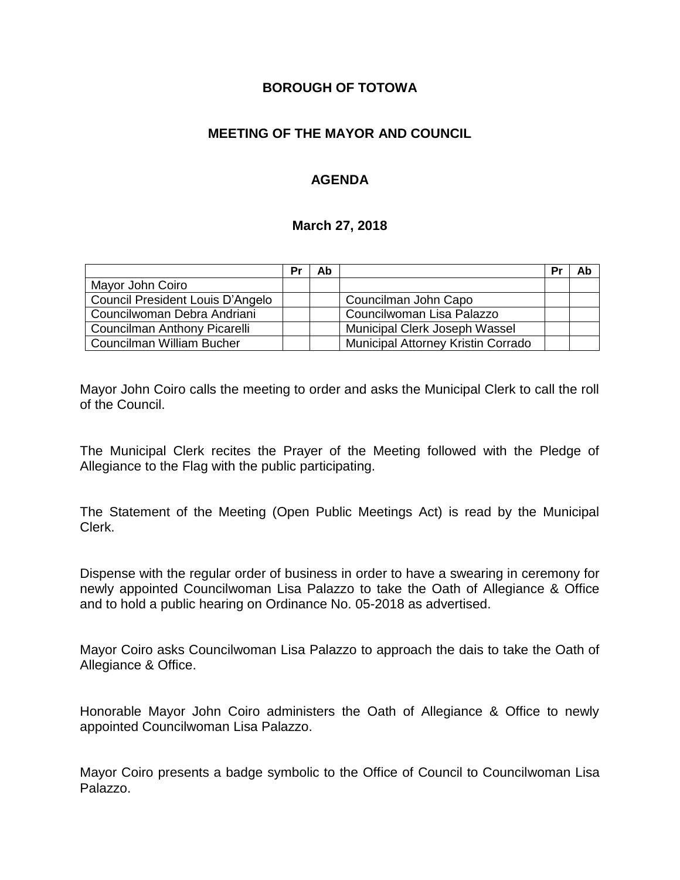# BOROUGH OF TOTOWA

## MEETING OF THE MAYOR AND COUNCIL

### AGENDA

**March 27, 2018**

| | Pr | Ab | | Pr | Ab |
|---|---|---|---|---|---|
| Mayor John Coiro | | | | | |
| Council President Louis D'Angelo | | | Councilman John Capo | | |
| Councilwoman Debra Andriani | | | Councilwoman Lisa Palazzo | | |
| Councilman Anthony Picarelli | | | Municipal Clerk Joseph Wassel | | |
| Councilman William Bucher | | | Municipal Attorney Kristin Corrado | | |

Mayor John Coiro calls the meeting to order and asks the Municipal Clerk to call the roll of the Council.

The Municipal Clerk recites the Prayer of the Meeting followed with the Pledge of Allegiance to the Flag with the public participating.

The Statement of the Meeting (Open Public Meetings Act) is read by the Municipal Clerk.

Dispense with the regular order of business in order to have a swearing in ceremony for newly appointed Councilwoman Lisa Palazzo to take the Oath of Allegiance & Office and to hold a public hearing on Ordinance No. 05-2018 as advertised.

Mayor Coiro asks Councilwoman Lisa Palazzo to approach the dais to take the Oath of Allegiance & Office.

Honorable Mayor John Coiro administers the Oath of Allegiance & Office to newly appointed Councilwoman Lisa Palazzo.

Mayor Coiro presents a badge symbolic to the Office of Council to Councilwoman Lisa Palazzo.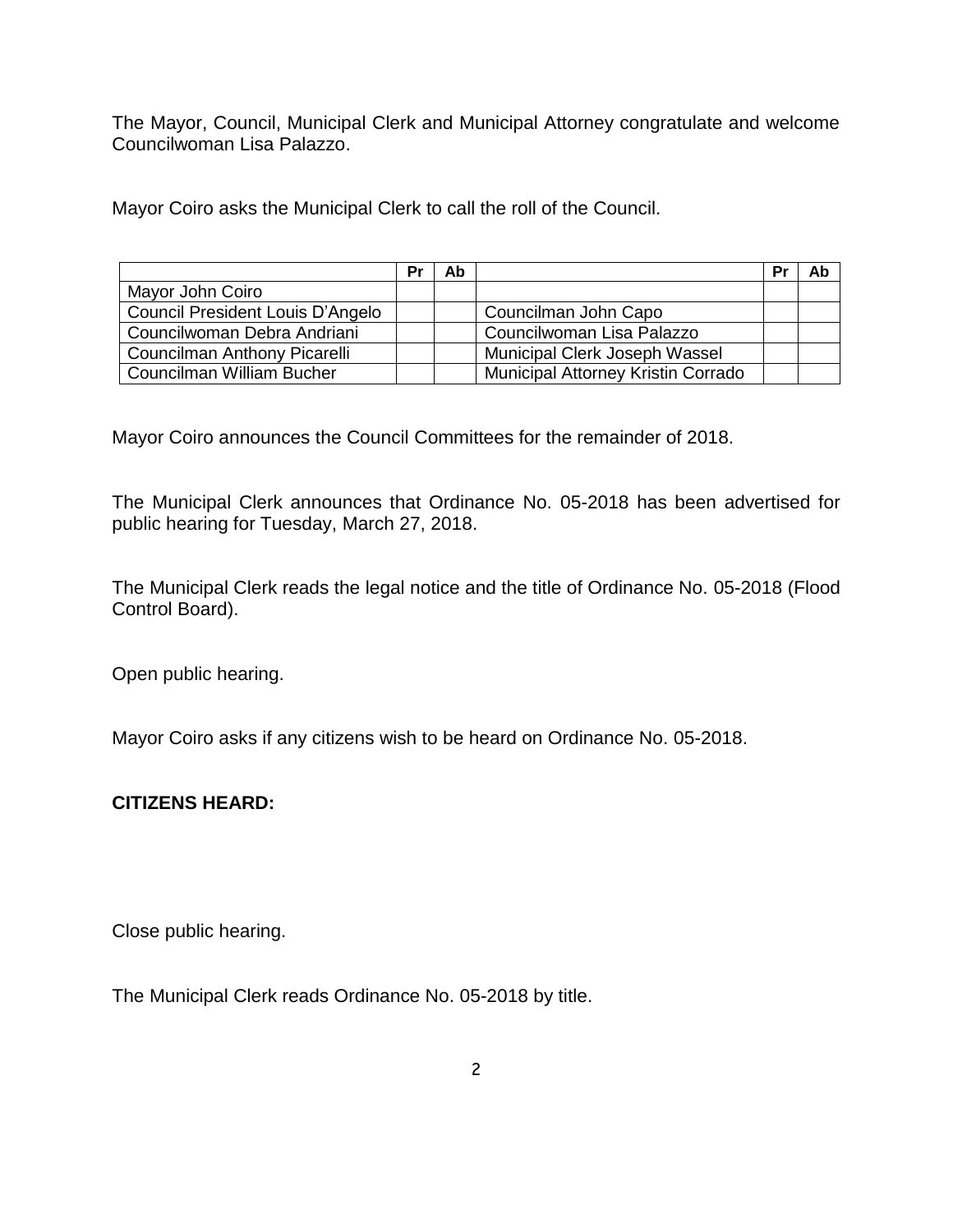The Mayor, Council, Municipal Clerk and Municipal Attorney congratulate and welcome Councilwoman Lisa Palazzo.

Mayor Coiro asks the Municipal Clerk to call the roll of the Council.

| | Pr | Ab | | Pr | Ab |
|---|---|---|---|---|---|
| Mayor John Coiro | | | | | |
| Council President Louis D'Angelo | | | Councilman John Capo | | |
| Councilwoman Debra Andriani | | | Councilwoman Lisa Palazzo | | |
| Councilman Anthony Picarelli | | | Municipal Clerk Joseph Wassel | | |
| Councilman William Bucher | | | Municipal Attorney Kristin Corrado | | |

Mayor Coiro announces the Council Committees for the remainder of 2018.

The Municipal Clerk announces that Ordinance No. 05-2018 has been advertised for public hearing for Tuesday, March 27, 2018.

The Municipal Clerk reads the legal notice and the title of Ordinance No. 05-2018 (Flood Control Board).

Open public hearing.

Mayor Coiro asks if any citizens wish to be heard on Ordinance No. 05-2018.

**CITIZENS HEARD:**

Close public hearing.

The Municipal Clerk reads Ordinance No. 05-2018 by title.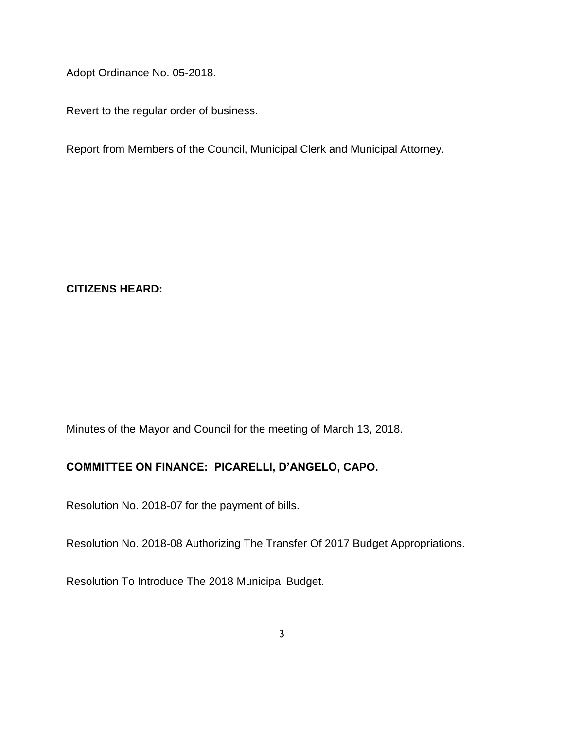Adopt Ordinance No. 05-2018.

Revert to the regular order of business.

Report from Members of the Council, Municipal Clerk and Municipal Attorney.

**CITIZENS HEARD:**

Minutes of the Mayor and Council for the meeting of March 13, 2018.

**COMMITTEE ON FINANCE: PICARELLI, D'ANGELO, CAPO.**

Resolution No. 2018-07 for the payment of bills.

Resolution No. 2018-08 Authorizing The Transfer Of 2017 Budget Appropriations.

Resolution To Introduce The 2018 Municipal Budget.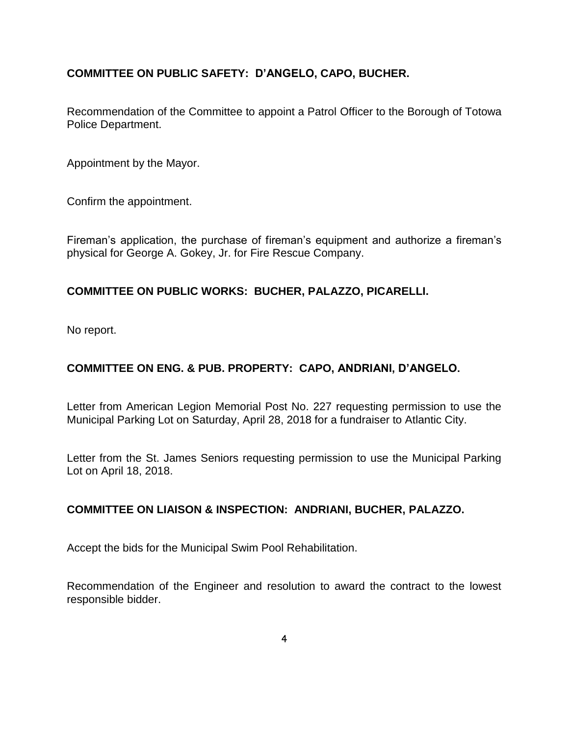**COMMITTEE ON PUBLIC SAFETY: D'ANGELO, CAPO, BUCHER.**

Recommendation of the Committee to appoint a Patrol Officer to the Borough of Totowa Police Department.

Appointment by the Mayor.

Confirm the appointment.

Fireman's application, the purchase of fireman's equipment and authorize a fireman's physical for George A. Gokey, Jr. for Fire Rescue Company.

**COMMITTEE ON PUBLIC WORKS: BUCHER, PALAZZO, PICARELLI.**

No report.

**COMMITTEE ON ENG. & PUB. PROPERTY: CAPO, ANDRIANI, D'ANGELO.**

Letter from American Legion Memorial Post No. 227 requesting permission to use the Municipal Parking Lot on Saturday, April 28, 2018 for a fundraiser to Atlantic City.

Letter from the St. James Seniors requesting permission to use the Municipal Parking Lot on April 18, 2018.

**COMMITTEE ON LIAISON & INSPECTION: ANDRIANI, BUCHER, PALAZZO.**

Accept the bids for the Municipal Swim Pool Rehabilitation.

Recommendation of the Engineer and resolution to award the contract to the lowest responsible bidder.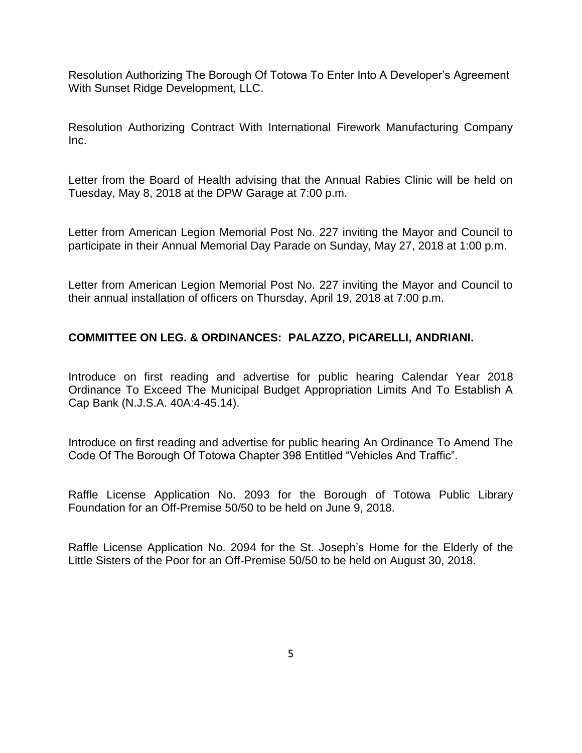Resolution Authorizing The Borough Of Totowa To Enter Into A Developer's Agreement With Sunset Ridge Development, LLC.

Resolution Authorizing Contract With International Firework Manufacturing Company Inc.

Letter from the Board of Health advising that the Annual Rabies Clinic will be held on Tuesday, May 8, 2018 at the DPW Garage at 7:00 p.m.

Letter from American Legion Memorial Post No. 227 inviting the Mayor and Council to participate in their Annual Memorial Day Parade on Sunday, May 27, 2018 at 1:00 p.m.

Letter from American Legion Memorial Post No. 227 inviting the Mayor and Council to their annual installation of officers on Thursday, April 19, 2018 at 7:00 p.m.

**COMMITTEE ON LEG. & ORDINANCES: PALAZZO, PICARELLI, ANDRIANI.**

Introduce on first reading and advertise for public hearing Calendar Year 2018 Ordinance To Exceed The Municipal Budget Appropriation Limits And To Establish A Cap Bank (N.J.S.A. 40A:4-45.14).

Introduce on first reading and advertise for public hearing An Ordinance To Amend The Code Of The Borough Of Totowa Chapter 398 Entitled "Vehicles And Traffic".

Raffle License Application No. 2093 for the Borough of Totowa Public Library Foundation for an Off-Premise 50/50 to be held on June 9, 2018.

Raffle License Application No. 2094 for the St. Joseph's Home for the Elderly of the Little Sisters of the Poor for an Off-Premise 50/50 to be held on August 30, 2018.